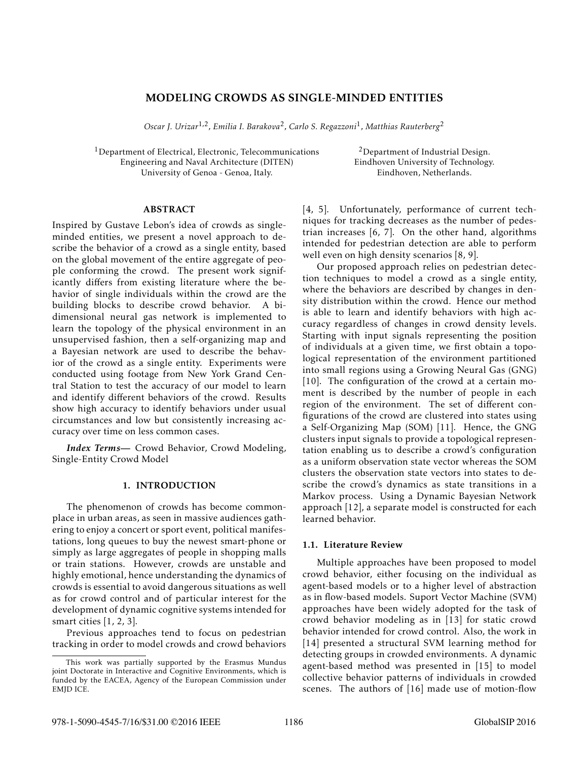# MODELING CROWDS AS SINGLE-MINDED ENTITIES

*Oscar J. Urizar[1,2], Emilia I. Barakova[2], Carlo S. Regazzoni[1], Matthias Rauterberg[2]*

[1]Department of Electrical, Electronic, Telecommunications Engineering and Naval Architecture (DITEN)
University of Genoa - Genoa, Italy.

[2]Department of Industrial Design.
Eindhoven University of Technology.
Eindhoven, Netherlands.

## ABSTRACT

Inspired by Gustave Lebon's idea of crowds as single-minded entities, we present a novel approach to describe the behavior of a crowd as a single entity, based on the global movement of the entire aggregate of people conforming the crowd. The present work significantly differs from existing literature where the behavior of single individuals within the crowd are the building blocks to describe crowd behavior. A bi-dimensional neural gas network is implemented to learn the topology of the physical environment in an unsupervised fashion, then a self-organizing map and a Bayesian network are used to describe the behavior of the crowd as a single entity. Experiments were conducted using footage from New York Grand Central Station to test the accuracy of our model to learn and identify different behaviors of the crowd. Results show high accuracy to identify behaviors under usual circumstances and low but consistently increasing accuracy over time on less common cases.

***Index Terms*—** Crowd Behavior, Crowd Modeling, Single-Entity Crowd Model

## 1. INTRODUCTION

The phenomenon of crowds has become commonplace in urban areas, as seen in massive audiences gathering to enjoy a concert or sport event, political manifestations, long queues to buy the newest smart-phone or simply as large aggregates of people in shopping malls or train stations. However, crowds are unstable and highly emotional, hence understanding the dynamics of crowds is essential to avoid dangerous situations as well as for crowd control and of particular interest for the development of dynamic cognitive systems intended for smart cities [1, 2, 3].

Previous approaches tend to focus on pedestrian tracking in order to model crowds and crowd behaviors [4, 5]. Unfortunately, performance of current techniques for tracking decreases as the number of pedestrian increases [6, 7]. On the other hand, algorithms intended for pedestrian detection are able to perform well even on high density scenarios [8, 9].

Our proposed approach relies on pedestrian detection techniques to model a crowd as a single entity, where the behaviors are described by changes in density distribution within the crowd. Hence our method is able to learn and identify behaviors with high accuracy regardless of changes in crowd density levels. Starting with input signals representing the position of individuals at a given time, we first obtain a topological representation of the environment partitioned into small regions using a Growing Neural Gas (GNG) [10]. The configuration of the crowd at a certain moment is described by the number of people in each region of the environment. The set of different configurations of the crowd are clustered into states using a Self-Organizing Map (SOM) [11]. Hence, the GNG clusters input signals to provide a topological representation enabling us to describe a crowd's configuration as a uniform observation state vector whereas the SOM clusters the observation state vectors into states to describe the crowd's dynamics as state transitions in a Markov process. Using a Dynamic Bayesian Network approach [12], a separate model is constructed for each learned behavior.

### 1.1. Literature Review

Multiple approaches have been proposed to model crowd behavior, either focusing on the individual as agent-based models or to a higher level of abstraction as in flow-based models. Suport Vector Machine (SVM) approaches have been widely adopted for the task of crowd behavior modeling as in [13] for static crowd behavior intended for crowd control. Also, the work in [14] presented a structural SVM learning method for detecting groups in crowded environments. A dynamic agent-based method was presented in [15] to model collective behavior patterns of individuals in crowded scenes. The authors of [16] made use of motion-flow

This work was partially supported by the Erasmus Mundus joint Doctorate in Interactive and Cognitive Environments, which is funded by the EACEA, Agency of the European Commission under EMJD ICE.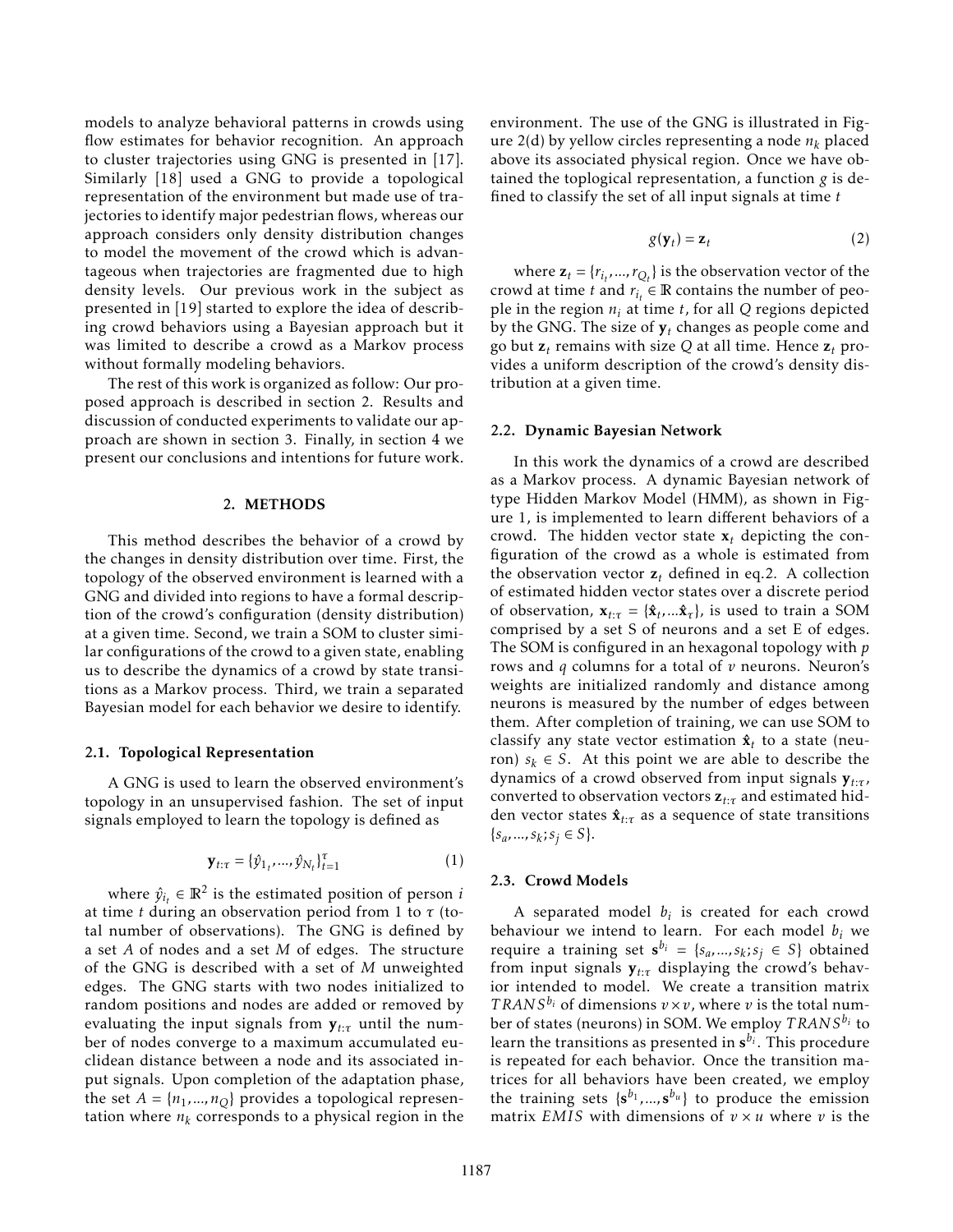models to analyze behavioral patterns in crowds using flow estimates for behavior recognition. An approach to cluster trajectories using GNG is presented in [17]. Similarly [18] used a GNG to provide a topological representation of the environment but made use of trajectories to identify major pedestrian flows, whereas our approach considers only density distribution changes to model the movement of the crowd which is advantageous when trajectories are fragmented due to high density levels. Our previous work in the subject as presented in [19] started to explore the idea of describing crowd behaviors using a Bayesian approach but it was limited to describe a crowd as a Markov process without formally modeling behaviors.

The rest of this work is organized as follow: Our proposed approach is described in section 2. Results and discussion of conducted experiments to validate our approach are shown in section 3. Finally, in section 4 we present our conclusions and intentions for future work.

## 2. METHODS

This method describes the behavior of a crowd by the changes in density distribution over time. First, the topology of the observed environment is learned with a GNG and divided into regions to have a formal description of the crowd's configuration (density distribution) at a given time. Second, we train a SOM to cluster similar configurations of the crowd to a given state, enabling us to describe the dynamics of a crowd by state transitions as a Markov process. Third, we train a separated Bayesian model for each behavior we desire to identify.

### 2.1. Topological Representation

A GNG is used to learn the observed environment's topology in an unsupervised fashion. The set of input signals employed to learn the topology is defined as

$$\mathbf{y}_{t:\tau} = \{\hat{y}_{1_t}, ..., \hat{y}_{N_t}\}_{t=1}^{\tau} \tag{1}$$

where $\hat{y}_{i_t} \in \mathbb{R}^2$ is the estimated position of person $i$ at time $t$ during an observation period from 1 to $\tau$ (total number of observations). The GNG is defined by a set $A$ of nodes and a set $M$ of edges. The structure of the GNG is described with a set of $M$ unweighted edges. The GNG starts with two nodes initialized to random positions and nodes are added or removed by evaluating the input signals from $\mathbf{y}_{t:\tau}$ until the number of nodes converge to a maximum accumulated euclidean distance between a node and its associated input signals. Upon completion of the adaptation phase, the set $A = \{n_1, ..., n_Q\}$ provides a topological representation where $n_k$ corresponds to a physical region in the environment. The use of the GNG is illustrated in Figure 2(d) by yellow circles representing a node $n_k$ placed above its associated physical region. Once we have obtained the toplogical representation, a function $g$ is defined to classify the set of all input signals at time $t$

$$g(\mathbf{y}_t) = \mathbf{z}_t \tag{2}$$

where $\mathbf{z}_t = \{r_{i_t}, ..., r_{Q_t}\}$ is the observation vector of the crowd at time $t$ and $r_{i_t} \in \mathbb{R}$ contains the number of people in the region $n_i$ at time $t$, for all $Q$ regions depicted by the GNG. The size of $\mathbf{y}_t$ changes as people come and go but $\mathbf{z}_t$ remains with size $Q$ at all time. Hence $\mathbf{z}_t$ provides a uniform description of the crowd's density distribution at a given time.

### 2.2. Dynamic Bayesian Network

In this work the dynamics of a crowd are described as a Markov process. A dynamic Bayesian network of type Hidden Markov Model (HMM), as shown in Figure 1, is implemented to learn different behaviors of a crowd. The hidden vector state $\mathbf{x}_t$ depicting the configuration of the crowd as a whole is estimated from the observation vector $\mathbf{z}_t$ defined in eq.2. A collection of estimated hidden vector states over a discrete period of observation, $\mathbf{x}_{t:\tau} = \{\hat{\mathbf{x}}_t, ...\hat{\mathbf{x}}_\tau\}$, is used to train a SOM comprised by a set S of neurons and a set E of edges. The SOM is configured in an hexagonal topology with $p$ rows and $q$ columns for a total of $v$ neurons. Neuron's weights are initialized randomly and distance among neurons is measured by the number of edges between them. After completion of training, we can use SOM to classify any state vector estimation $\hat{\mathbf{x}}_t$ to a state (neuron) $s_k \in S$. At this point we are able to describe the dynamics of a crowd observed from input signals $\mathbf{y}_{t:\tau}$, converted to observation vectors $\mathbf{z}_{t:\tau}$ and estimated hidden vector states $\hat{\mathbf{x}}_{t:\tau}$ as a sequence of state transitions $\{s_a, ..., s_k; s_j \in S\}$.

### 2.3. Crowd Models

A separated model $b_i$ is created for each crowd behaviour we intend to learn. For each model $b_i$ we require a training set $\mathbf{s}^{b_i} = \{s_a, ..., s_k; s_j \in S\}$ obtained from input signals $\mathbf{y}_{t:\tau}$ displaying the crowd's behavior intended to model. We create a transition matrix $TRANS^{b_i}$ of dimensions $v \times v$, where $v$ is the total number of states (neurons) in SOM. We employ $TRANS^{b_i}$ to learn the transitions as presented in $\mathbf{s}^{b_i}$. This procedure is repeated for each behavior. Once the transition matrices for all behaviors have been created, we employ the training sets $\{\mathbf{s}^{b_1}, ..., \mathbf{s}^{b_u}\}$ to produce the emission matrix $EMIS$ with dimensions of $v \times u$ where $v$ is the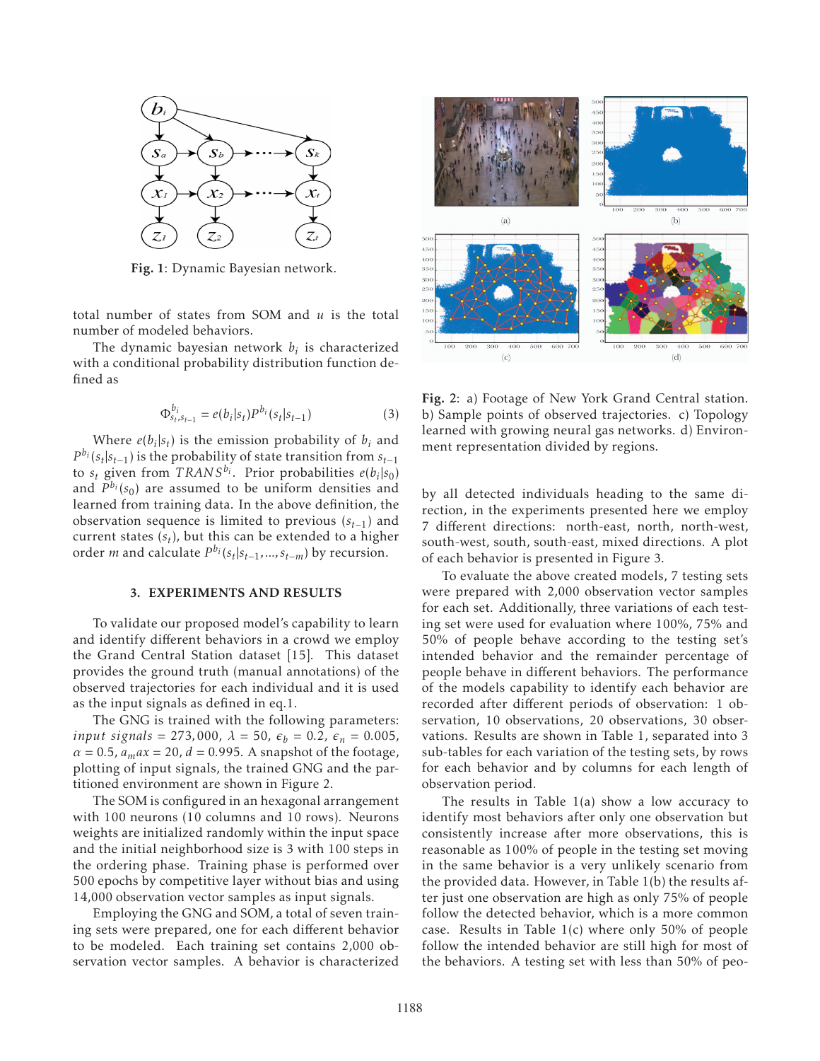Fig. 1: Dynamic Bayesian network.

total number of states from SOM and $u$ is the total number of modeled behaviors.

The dynamic bayesian network $b_i$ is characterized with a conditional probability distribution function defined as

$$\Phi^{b_i}_{s_t,s_{t-1}} = e(b_i|s_t)P^{b_i}(s_t|s_{t-1}) \quad (3)$$

Where $e(b_i|s_t)$ is the emission probability of $b_i$ and $P^{b_i}(s_t|s_{t-1})$ is the probability of state transition from $s_{t-1}$ to $s_t$ given from $TRANS^{b_i}$. Prior probabilities $e(b_i|s_0)$ and $P^{b_i}(s_0)$ are assumed to be uniform densities and learned from training data. In the above definition, the observation sequence is limited to previous ($s_{t-1}$) and current states ($s_t$), but this can be extended to a higher order $m$ and calculate $P^{b_i}(s_t|s_{t-1},...,s_{t-m})$ by recursion.

## 3. EXPERIMENTS AND RESULTS

To validate our proposed model's capability to learn and identify different behaviors in a crowd we employ the Grand Central Station dataset [15]. This dataset provides the ground truth (manual annotations) of the observed trajectories for each individual and it is used as the input signals as defined in eq.1.

The GNG is trained with the following parameters: $input\ signals = 273,000$, $\lambda = 50$, $\epsilon_b = 0.2$, $\epsilon_n = 0.005$, $\alpha = 0.5$, $a_max = 20$, $d = 0.995$. A snapshot of the footage, plotting of input signals, the trained GNG and the partitioned environment are shown in Figure 2.

The SOM is configured in an hexagonal arrangement with 100 neurons (10 columns and 10 rows). Neurons weights are initialized randomly within the input space and the initial neighborhood size is 3 with 100 steps in the ordering phase. Training phase is performed over 500 epochs by competitive layer without bias and using 14,000 observation vector samples as input signals.

Employing the GNG and SOM, a total of seven training sets were prepared, one for each different behavior to be modeled. Each training set contains 2,000 observation vector samples. A behavior is characterized

Fig. 2: a) Footage of New York Grand Central station. b) Sample points of observed trajectories. c) Topology learned with growing neural gas networks. d) Environment representation divided by regions.

by all detected individuals heading to the same direction, in the experiments presented here we employ 7 different directions: north-east, north, north-west, south-west, south, south-east, mixed directions. A plot of each behavior is presented in Figure 3.

To evaluate the above created models, 7 testing sets were prepared with 2,000 observation vector samples for each set. Additionally, three variations of each testing set were used for evaluation where 100%, 75% and 50% of people behave according to the testing set's intended behavior and the remainder percentage of people behave in different behaviors. The performance of the models capability to identify each behavior are recorded after different periods of observation: 1 observation, 10 observations, 20 observations, 30 observations. Results are shown in Table 1, separated into 3 sub-tables for each variation of the testing sets, by rows for each behavior and by columns for each length of observation period.

The results in Table 1(a) show a low accuracy to identify most behaviors after only one observation but consistently increase after more observations, this is reasonable as 100% of people in the testing set moving in the same behavior is a very unlikely scenario from the provided data. However, in Table 1(b) the results after just one observation are high as only 75% of people follow the detected behavior, which is a more common case. Results in Table 1(c) where only 50% of people follow the intended behavior are still high for most of the behaviors. A testing set with less than 50% of peo-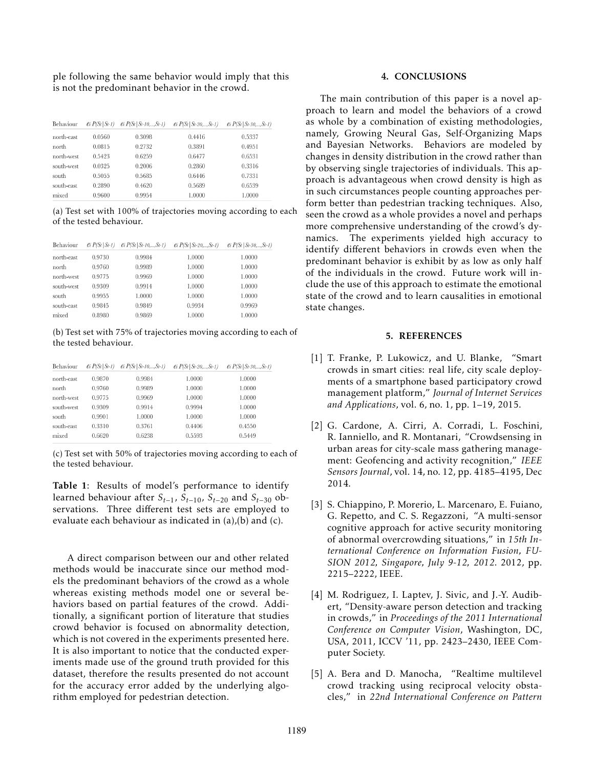ple following the same behavior would imply that this is not the predominant behavior in the crowd.

| Behaviour | $e_i$ $P(S_t \mid S_{t-1})$ | $e_i$ $P(S_t \mid S_{t-10},...,S_{t-1})$ | $e_i$ $P(S_t \mid S_{t-20},...,S_{t-1})$ | $e_i$ $P(S_t \mid S_{t-30},...,S_{t-1})$ |
|---|---|---|---|---|
| north-east | 0.0560 | 0.3098 | 0.4416 | 0.5337 |
| north | 0.0815 | 0.2732 | 0.3891 | 0.4951 |
| north-west | 0.5423 | 0.6259 | 0.6477 | 0.6531 |
| south-west | 0.0325 | 0.2006 | 0.2860 | 0.3316 |
| south | 0.5055 | 0.5685 | 0.6446 | 0.7331 |
| south-east | 0.2890 | 0.4620 | 0.5689 | 0.6539 |
| mixed | 0.9600 | 0.9954 | 1.0000 | 1.0000 |

(a) Test set with 100% of trajectories moving according to each of the tested behaviour.

| Behaviour | $e_i$ $P(S_t \mid S_{t-1})$ | $e_i$ $P(S_t \mid S_{t-10},...,S_{t-1})$ | $e_i$ $P(S_t \mid S_{t-20},...,S_{t-1})$ | $e_i$ $P(S_t \mid S_{t-30},...,S_{t-1})$ |
|---|---|---|---|---|
| north-east | 0.9730 | 0.9984 | 1.0000 | 1.0000 |
| north | 0.9760 | 0.9989 | 1.0000 | 1.0000 |
| north-west | 0.9775 | 0.9969 | 1.0000 | 1.0000 |
| south-west | 0.9309 | 0.9914 | 1.0000 | 1.0000 |
| south | 0.9955 | 1.0000 | 1.0000 | 1.0000 |
| south-east | 0.9845 | 0.9849 | 0.9934 | 0.9969 |
| mixed | 0.8980 | 0.9869 | 1.0000 | 1.0000 |

(b) Test set with 75% of trajectories moving according to each of the tested behaviour.

| Behaviour | $e_i$ $P(S_t \mid S_{t-1})$ | $e_i$ $P(S_t \mid S_{t-10},...,S_{t-1})$ | $e_i$ $P(S_t \mid S_{t-20},...,S_{t-1})$ | $e_i$ $P(S_t \mid S_{t-30},...,S_{t-1})$ |
|---|---|---|---|---|
| north-east | 0.9870 | 0.9984 | 1.0000 | 1.0000 |
| north | 0.9760 | 0.9989 | 1.0000 | 1.0000 |
| north-west | 0.9775 | 0.9969 | 1.0000 | 1.0000 |
| south-west | 0.9309 | 0.9914 | 0.9994 | 1.0000 |
| south | 0.9901 | 1.0000 | 1.0000 | 1.0000 |
| south-east | 0.3310 | 0.3761 | 0.4406 | 0.4550 |
| mixed | 0.6620 | 0.6238 | 0.5593 | 0.5449 |

(c) Test set with 50% of trajectories moving according to each of the tested behaviour.

**Table 1**: Results of model's performance to identify learned behaviour after $S_{t-1}$, $S_{t-10}$, $S_{t-20}$ and $S_{t-30}$ observations. Three different test sets are employed to evaluate each behaviour as indicated in (a),(b) and (c).

A direct comparison between our and other related methods would be inaccurate since our method models the predominant behaviors of the crowd as a whole whereas existing methods model one or several behaviors based on partial features of the crowd. Additionally, a significant portion of literature that studies crowd behavior is focused on abnormality detection, which is not covered in the experiments presented here. It is also important to notice that the conducted experiments made use of the ground truth provided for this dataset, therefore the results presented do not account for the accuracy error added by the underlying algorithm employed for pedestrian detection.

## 4. CONCLUSIONS

The main contribution of this paper is a novel approach to learn and model the behaviors of a crowd as whole by a combination of existing methodologies, namely, Growing Neural Gas, Self-Organizing Maps and Bayesian Networks. Behaviors are modeled by changes in density distribution in the crowd rather than by observing single trajectories of individuals. This approach is advantageous when crowd density is high as in such circumstances people counting approaches perform better than pedestrian tracking techniques. Also, seen the crowd as a whole provides a novel and perhaps more comprehensive understanding of the crowd's dynamics. The experiments yielded high accuracy to identify different behaviors in crowds even when the predominant behavior is exhibit by as low as only half of the individuals in the crowd. Future work will include the use of this approach to estimate the emotional state of the crowd and to learn causalities in emotional state changes.

## 5. REFERENCES

[1] T. Franke, P. Lukowicz, and U. Blanke, "Smart crowds in smart cities: real life, city scale deployments of a smartphone based participatory crowd management platform," *Journal of Internet Services and Applications*, vol. 6, no. 1, pp. 1–19, 2015.

[2] G. Cardone, A. Cirri, A. Corradi, L. Foschini, R. Ianniello, and R. Montanari, "Crowdsensing in urban areas for city-scale mass gathering management: Geofencing and activity recognition," *IEEE Sensors Journal*, vol. 14, no. 12, pp. 4185–4195, Dec 2014.

[3] S. Chiappino, P. Morerio, L. Marcenaro, E. Fuiano, G. Repetto, and C. S. Regazzoni, "A multi-sensor cognitive approach for active security monitoring of abnormal overcrowding situations," in *15th International Conference on Information Fusion, FUSION 2012, Singapore, July 9-12, 2012*. 2012, pp. 2215–2222, IEEE.

[4] M. Rodriguez, I. Laptev, J. Sivic, and J.-Y. Audibert, "Density-aware person detection and tracking in crowds," in *Proceedings of the 2011 International Conference on Computer Vision*, Washington, DC, USA, 2011, ICCV '11, pp. 2423–2430, IEEE Computer Society.

[5] A. Bera and D. Manocha, "Realtime multilevel crowd tracking using reciprocal velocity obstacles," in *22nd International Conference on Pattern*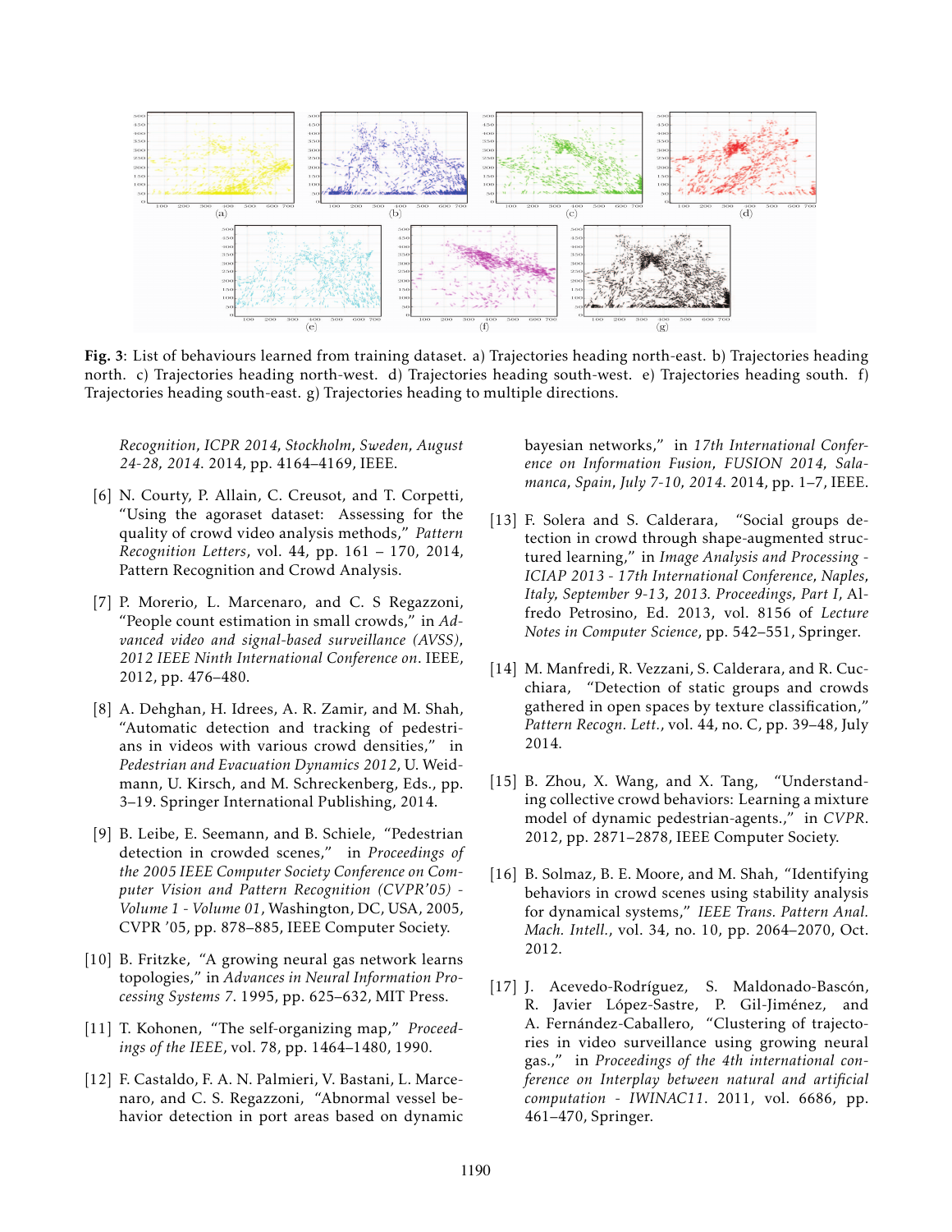**Fig. 3**: List of behaviours learned from training dataset. a) Trajectories heading north-east. b) Trajectories heading north. c) Trajectories heading north-west. d) Trajectories heading south-west. e) Trajectories heading south. f) Trajectories heading south-east. g) Trajectories heading to multiple directions.

*Recognition, ICPR 2014, Stockholm, Sweden, August 24-28, 2014*. 2014, pp. 4164–4169, IEEE.

[6] N. Courty, P. Allain, C. Creusot, and T. Corpetti, "Using the agoraset dataset: Assessing for the quality of crowd video analysis methods," *Pattern Recognition Letters*, vol. 44, pp. 161 – 170, 2014, Pattern Recognition and Crowd Analysis.

[7] P. Morerio, L. Marcenaro, and C. S Regazzoni, "People count estimation in small crowds," in *Advanced video and signal-based surveillance (AVSS), 2012 IEEE Ninth International Conference on*. IEEE, 2012, pp. 476–480.

[8] A. Dehghan, H. Idrees, A. R. Zamir, and M. Shah, "Automatic detection and tracking of pedestrians in videos with various crowd densities," in *Pedestrian and Evacuation Dynamics 2012*, U. Weidmann, U. Kirsch, and M. Schreckenberg, Eds., pp. 3–19. Springer International Publishing, 2014.

[9] B. Leibe, E. Seemann, and B. Schiele, "Pedestrian detection in crowded scenes," in *Proceedings of the 2005 IEEE Computer Society Conference on Computer Vision and Pattern Recognition (CVPR'05) - Volume 1 - Volume 01*, Washington, DC, USA, 2005, CVPR '05, pp. 878–885, IEEE Computer Society.

[10] B. Fritzke, "A growing neural gas network learns topologies," in *Advances in Neural Information Processing Systems 7*. 1995, pp. 625–632, MIT Press.

[11] T. Kohonen, "The self-organizing map," *Proceedings of the IEEE*, vol. 78, pp. 1464–1480, 1990.

[12] F. Castaldo, F. A. N. Palmieri, V. Bastani, L. Marcenaro, and C. S. Regazzoni, "Abnormal vessel behavior detection in port areas based on dynamic bayesian networks," in *17th International Conference on Information Fusion, FUSION 2014, Salamanca, Spain, July 7-10, 2014*. 2014, pp. 1–7, IEEE.

[13] F. Solera and S. Calderara, "Social groups detection in crowd through shape-augmented structured learning," in *Image Analysis and Processing - ICIAP 2013 - 17th International Conference, Naples, Italy, September 9-13, 2013. Proceedings, Part I*, Alfredo Petrosino, Ed. 2013, vol. 8156 of *Lecture Notes in Computer Science*, pp. 542–551, Springer.

[14] M. Manfredi, R. Vezzani, S. Calderara, and R. Cucchiara, "Detection of static groups and crowds gathered in open spaces by texture classification," *Pattern Recogn. Lett.*, vol. 44, no. C, pp. 39–48, July 2014.

[15] B. Zhou, X. Wang, and X. Tang, "Understanding collective crowd behaviors: Learning a mixture model of dynamic pedestrian-agents.," in *CVPR*. 2012, pp. 2871–2878, IEEE Computer Society.

[16] B. Solmaz, B. E. Moore, and M. Shah, "Identifying behaviors in crowd scenes using stability analysis for dynamical systems," *IEEE Trans. Pattern Anal. Mach. Intell.*, vol. 34, no. 10, pp. 2064–2070, Oct. 2012.

[17] J. Acevedo-Rodríguez, S. Maldonado-Bascón, R. Javier López-Sastre, P. Gil-Jiménez, and A. Fernández-Caballero, "Clustering of trajectories in video surveillance using growing neural gas.," in *Proceedings of the 4th international conference on Interplay between natural and artificial computation - IWINAC11*. 2011, vol. 6686, pp. 461–470, Springer.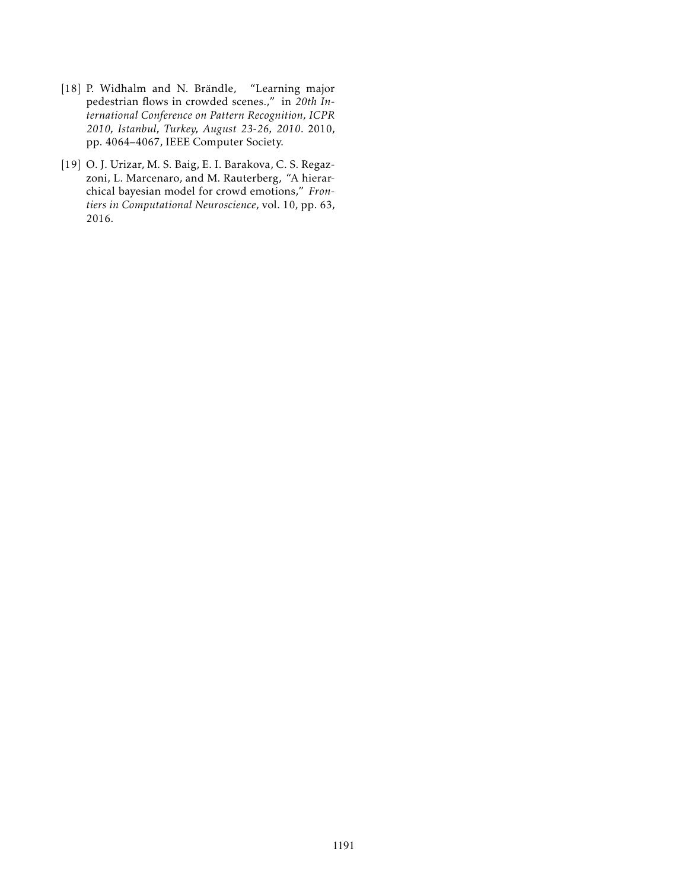[18] P. Widhalm and N. Brändle, "Learning major pedestrian flows in crowded scenes.," in *20th International Conference on Pattern Recognition, ICPR 2010, Istanbul, Turkey, August 23-26, 2010*. 2010, pp. 4064–4067, IEEE Computer Society.

[19] O. J. Urizar, M. S. Baig, E. I. Barakova, C. S. Regazzoni, L. Marcenaro, and M. Rauterberg, "A hierarchical bayesian model for crowd emotions," *Frontiers in Computational Neuroscience*, vol. 10, pp. 63, 2016.